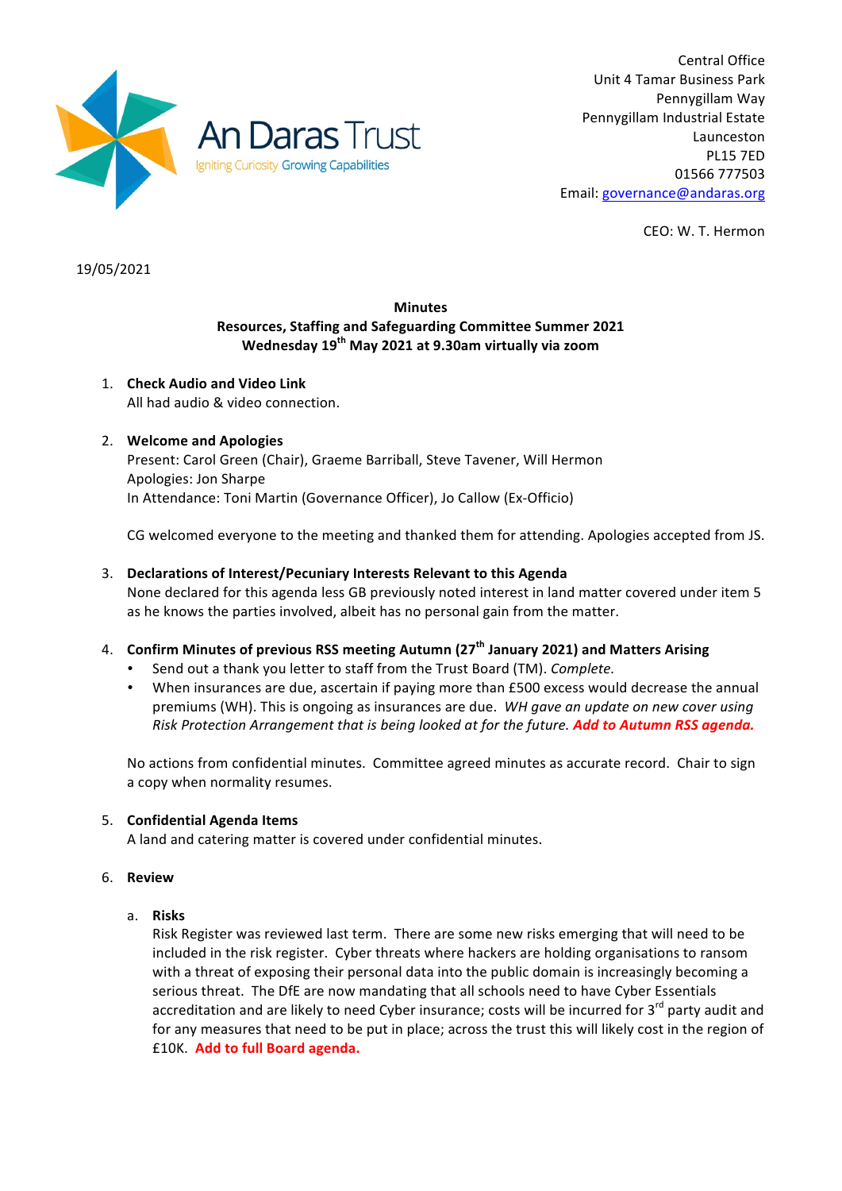An Daras Trust

Igniting Curiosity Growing Capabilities

Central Office
Unit 4 Tamar Business Park
Pennygillam Way
Pennygillam Industrial Estate
Launceston
PL15 7ED
01566 777503
Email: governance@andaras.org

CEO: W. T. Hermon

19/05/2021

**Minutes**
**Resources, Staffing and Safeguarding Committee Summer 2021**
**Wednesday 19th May 2021 at 9.30am virtually via zoom**

1. **Check Audio and Video Link**
   All had audio & video connection.

2. **Welcome and Apologies**
   Present: Carol Green (Chair), Graeme Barriball, Steve Tavener, Will Hermon
   Apologies: Jon Sharpe
   In Attendance: Toni Martin (Governance Officer), Jo Callow (Ex-Officio)

   CG welcomed everyone to the meeting and thanked them for attending. Apologies accepted from JS.

3. **Declarations of Interest/Pecuniary Interests Relevant to this Agenda**
   None declared for this agenda less GB previously noted interest in land matter covered under item 5 as he knows the parties involved, albeit has no personal gain from the matter.

4. **Confirm Minutes of previous RSS meeting Autumn (27th January 2021) and Matters Arising**
   - Send out a thank you letter to staff from the Trust Board (TM). *Complete.*
   - When insurances are due, ascertain if paying more than £500 excess would decrease the annual premiums (WH). This is ongoing as insurances are due. *WH gave an update on new cover using Risk Protection Arrangement that is being looked at for the future.* ***Add to Autumn RSS agenda.***

   No actions from confidential minutes. Committee agreed minutes as accurate record. Chair to sign a copy when normality resumes.

5. **Confidential Agenda Items**
   A land and catering matter is covered under confidential minutes.

6. **Review**

   a. **Risks**
      Risk Register was reviewed last term. There are some new risks emerging that will need to be included in the risk register. Cyber threats where hackers are holding organisations to ransom with a threat of exposing their personal data into the public domain is increasingly becoming a serious threat. The DfE are now mandating that all schools need to have Cyber Essentials accreditation and are likely to need Cyber insurance; costs will be incurred for 3rd party audit and for any measures that need to be put in place; across the trust this will likely cost in the region of £10K. **Add to full Board agenda.**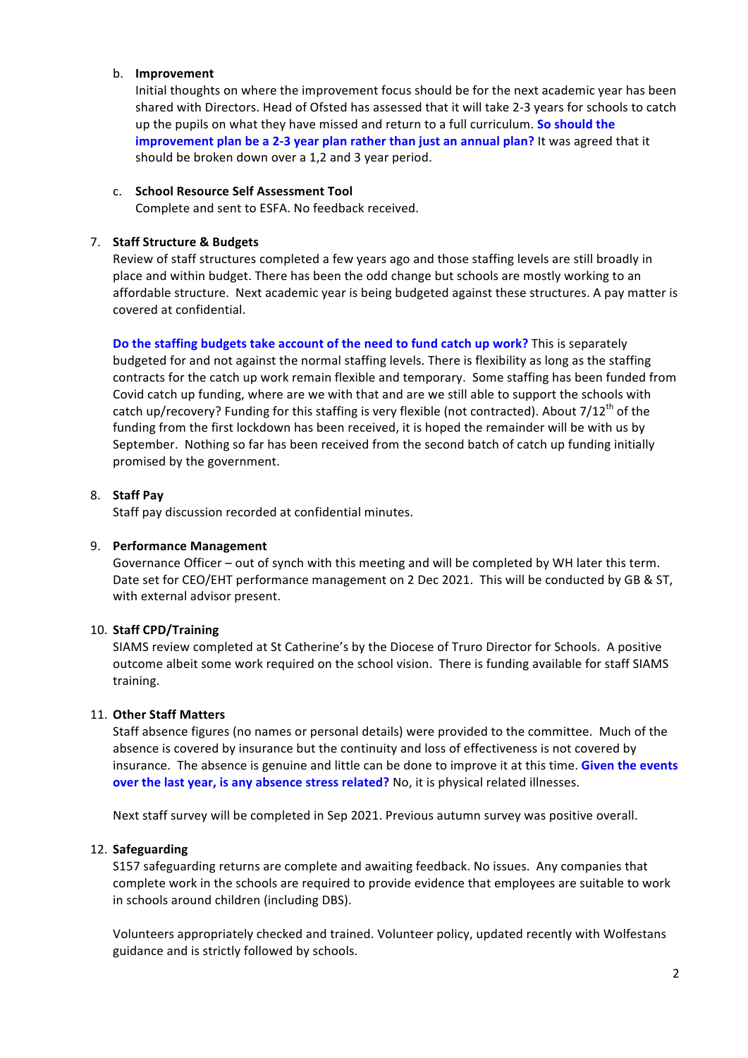b. **Improvement**

   Initial thoughts on where the improvement focus should be for the next academic year has been shared with Directors. Head of Ofsted has assessed that it will take 2-3 years for schools to catch up the pupils on what they have missed and return to a full curriculum. **So should the improvement plan be a 2-3 year plan rather than just an annual plan?** It was agreed that it should be broken down over a 1,2 and 3 year period.

c. **School Resource Self Assessment Tool**

   Complete and sent to ESFA. No feedback received.

7. **Staff Structure & Budgets**

   Review of staff structures completed a few years ago and those staffing levels are still broadly in place and within budget. There has been the odd change but schools are mostly working to an affordable structure. Next academic year is being budgeted against these structures. A pay matter is covered at confidential.

   **Do the staffing budgets take account of the need to fund catch up work?** This is separately budgeted for and not against the normal staffing levels. There is flexibility as long as the staffing contracts for the catch up work remain flexible and temporary. Some staffing has been funded from Covid catch up funding, where are we with that and are we still able to support the schools with catch up/recovery? Funding for this staffing is very flexible (not contracted). About 7/12th of the funding from the first lockdown has been received, it is hoped the remainder will be with us by September. Nothing so far has been received from the second batch of catch up funding initially promised by the government.

8. **Staff Pay**

   Staff pay discussion recorded at confidential minutes.

9. **Performance Management**

   Governance Officer – out of synch with this meeting and will be completed by WH later this term. Date set for CEO/EHT performance management on 2 Dec 2021. This will be conducted by GB & ST, with external advisor present.

10. **Staff CPD/Training**

    SIAMS review completed at St Catherine's by the Diocese of Truro Director for Schools. A positive outcome albeit some work required on the school vision. There is funding available for staff SIAMS training.

11. **Other Staff Matters**

    Staff absence figures (no names or personal details) were provided to the committee. Much of the absence is covered by insurance but the continuity and loss of effectiveness is not covered by insurance. The absence is genuine and little can be done to improve it at this time. **Given the events over the last year, is any absence stress related?** No, it is physical related illnesses.

    Next staff survey will be completed in Sep 2021. Previous autumn survey was positive overall.

12. **Safeguarding**

    S157 safeguarding returns are complete and awaiting feedback. No issues. Any companies that complete work in the schools are required to provide evidence that employees are suitable to work in schools around children (including DBS).

    Volunteers appropriately checked and trained. Volunteer policy, updated recently with Wolfestans guidance and is strictly followed by schools.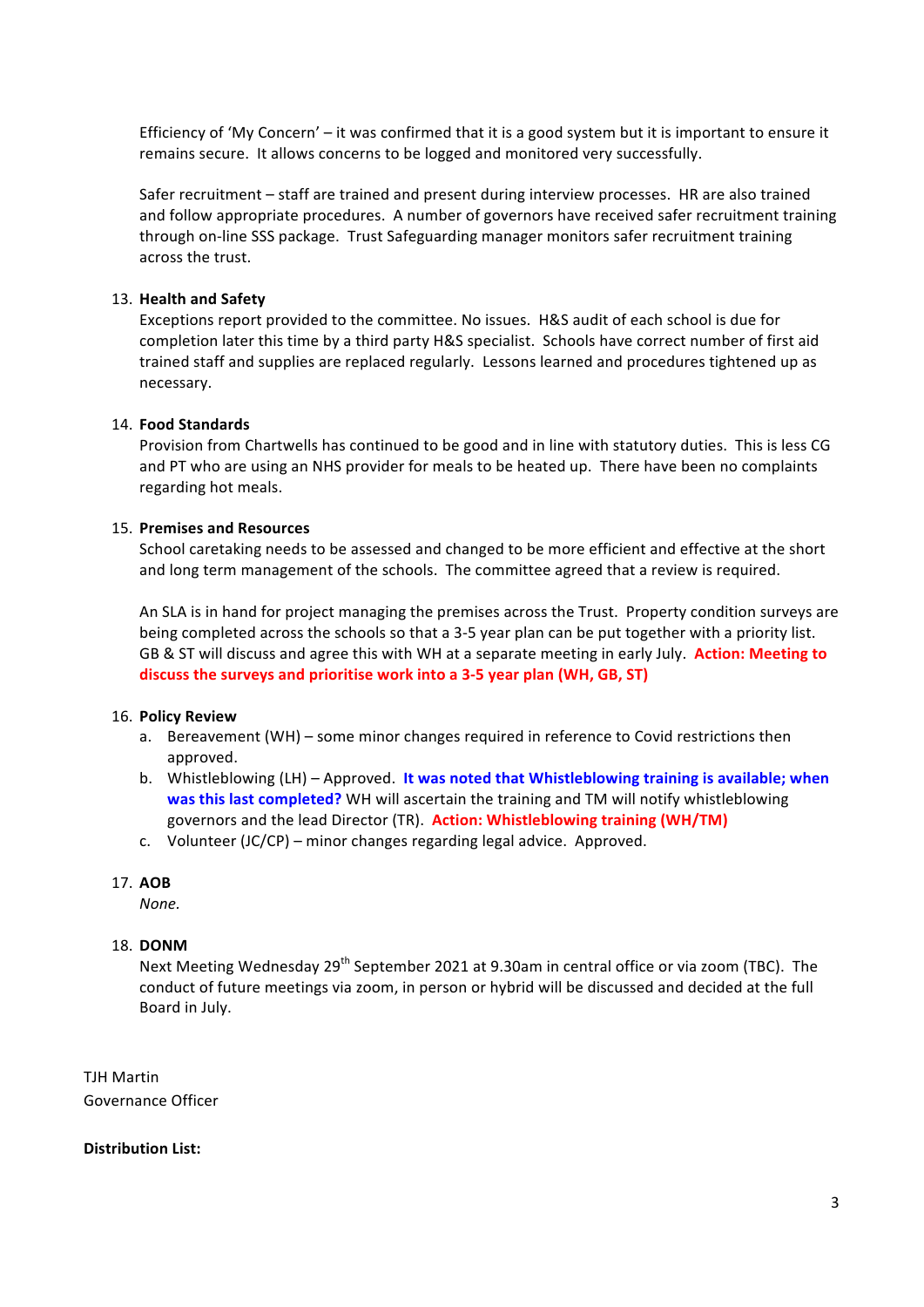Efficiency of 'My Concern' – it was confirmed that it is a good system but it is important to ensure it remains secure. It allows concerns to be logged and monitored very successfully.

Safer recruitment – staff are trained and present during interview processes. HR are also trained and follow appropriate procedures. A number of governors have received safer recruitment training through on-line SSS package. Trust Safeguarding manager monitors safer recruitment training across the trust.

13. **Health and Safety**
    Exceptions report provided to the committee. No issues. H&S audit of each school is due for completion later this time by a third party H&S specialist. Schools have correct number of first aid trained staff and supplies are replaced regularly. Lessons learned and procedures tightened up as necessary.

14. **Food Standards**
    Provision from Chartwells has continued to be good and in line with statutory duties. This is less CG and PT who are using an NHS provider for meals to be heated up. There have been no complaints regarding hot meals.

15. **Premises and Resources**
    School caretaking needs to be assessed and changed to be more efficient and effective at the short and long term management of the schools. The committee agreed that a review is required.

    An SLA is in hand for project managing the premises across the Trust. Property condition surveys are being completed across the schools so that a 3-5 year plan can be put together with a priority list. GB & ST will discuss and agree this with WH at a separate meeting in early July. **Action: Meeting to discuss the surveys and prioritise work into a 3-5 year plan (WH, GB, ST)**

16. **Policy Review**
    a. Bereavement (WH) – some minor changes required in reference to Covid restrictions then approved.
    b. Whistleblowing (LH) – Approved. **It was noted that Whistleblowing training is available; when was this last completed?** WH will ascertain the training and TM will notify whistleblowing governors and the lead Director (TR). **Action: Whistleblowing training (WH/TM)**
    c. Volunteer (JC/CP) – minor changes regarding legal advice. Approved.

17. **AOB**
    *None.*

18. **DONM**
    Next Meeting Wednesday 29th September 2021 at 9.30am in central office or via zoom (TBC). The conduct of future meetings via zoom, in person or hybrid will be discussed and decided at the full Board in July.

TJH Martin
Governance Officer

**Distribution List:**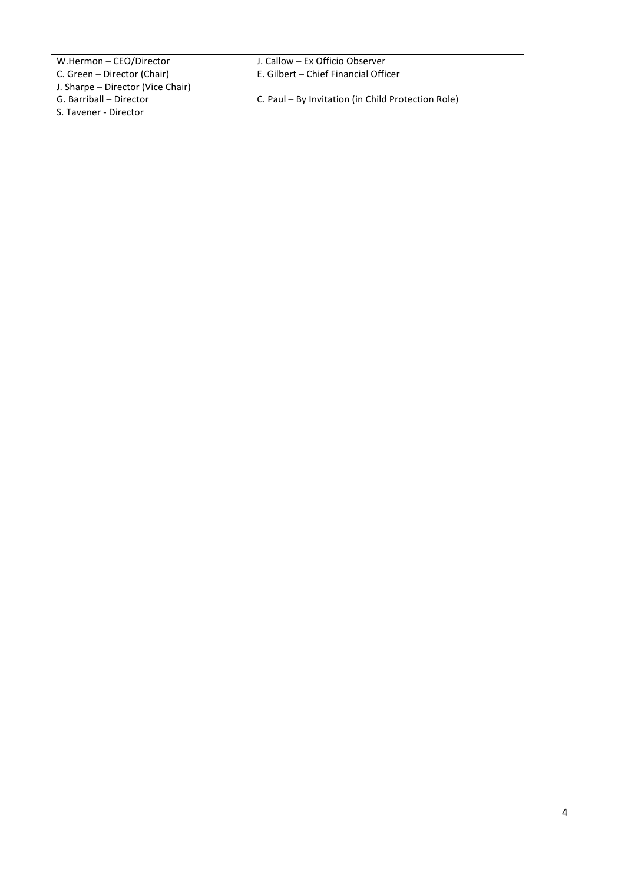| | |
|---|---|
| W.Hermon – CEO/Director | J. Callow – Ex Officio Observer |
| C. Green – Director (Chair) | E. Gilbert – Chief Financial Officer |
| J. Sharpe – Director (Vice Chair) | |
| G. Barriball – Director | C. Paul – By Invitation (in Child Protection Role) |
| S. Tavener - Director | |